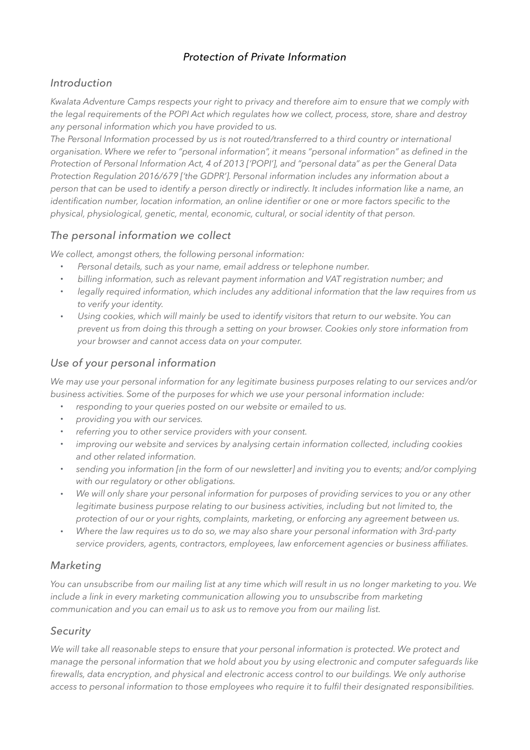# *Protection of Private Information*

## *Introduction*

*Kwalata Adventure Camps respects your right to privacy and therefore aim to ensure that we comply with the legal requirements of the POPI Act which regulates how we collect, process, store, share and destroy any personal information which you have provided to us.*

*The Personal Information processed by us is not routed/transferred to a third country or international organisation. Where we refer to "personal information", it means "personal information" as defined in the Protection of Personal Information Act, 4 of 2013 ['POPI'], and "personal data" as per the General Data Protection Regulation 2016/679 ['the GDPR']. Personal information includes any information about a person that can be used to identify a person directly or indirectly. It includes information like a name, an identification number, location information, an online identifier or one or more factors specific to the physical, physiological, genetic, mental, economic, cultural, or social identity of that person.*

## *The personal information we collect*

*We collect, amongst others, the following personal information:*

- *Personal details, such as your name, email address or telephone number.*
- *billing information, such as relevant payment information and VAT registration number; and*
- *legally required information, which includes any additional information that the law requires from us to verify your identity.*
- *Using cookies, which will mainly be used to identify visitors that return to our website. You can prevent us from doing this through a setting on your browser. Cookies only store information from your browser and cannot access data on your computer.*

## *Use of your personal information*

*We may use your personal information for any legitimate business purposes relating to our services and/or business activities. Some of the purposes for which we use your personal information include:*

- *responding to your queries posted on our website or emailed to us.*
- *providing you with our services.*
- *referring you to other service providers with your consent.*
- *improving our website and services by analysing certain information collected, including cookies and other related information.*
- *sending you information [in the form of our newsletter] and inviting you to events; and/or complying with our regulatory or other obligations.*
- *We will only share your personal information for purposes of providing services to you or any other legitimate business purpose relating to our business activities, including but not limited to, the protection of our or your rights, complaints, marketing, or enforcing any agreement between us.*
- *Where the law requires us to do so, we may also share your personal information with 3rd-party service providers, agents, contractors, employees, law enforcement agencies or business affiliates.*

## *Marketing*

*You can unsubscribe from our mailing list at any time which will result in us no longer marketing to you. We include a link in every marketing communication allowing you to unsubscribe from marketing communication and you can email us to ask us to remove you from our mailing list.*

## *Security*

*We will take all reasonable steps to ensure that your personal information is protected. We protect and manage the personal information that we hold about you by using electronic and computer safeguards like firewalls, data encryption, and physical and electronic access control to our buildings. We only authorise access to personal information to those employees who require it to fulfil their designated responsibilities.*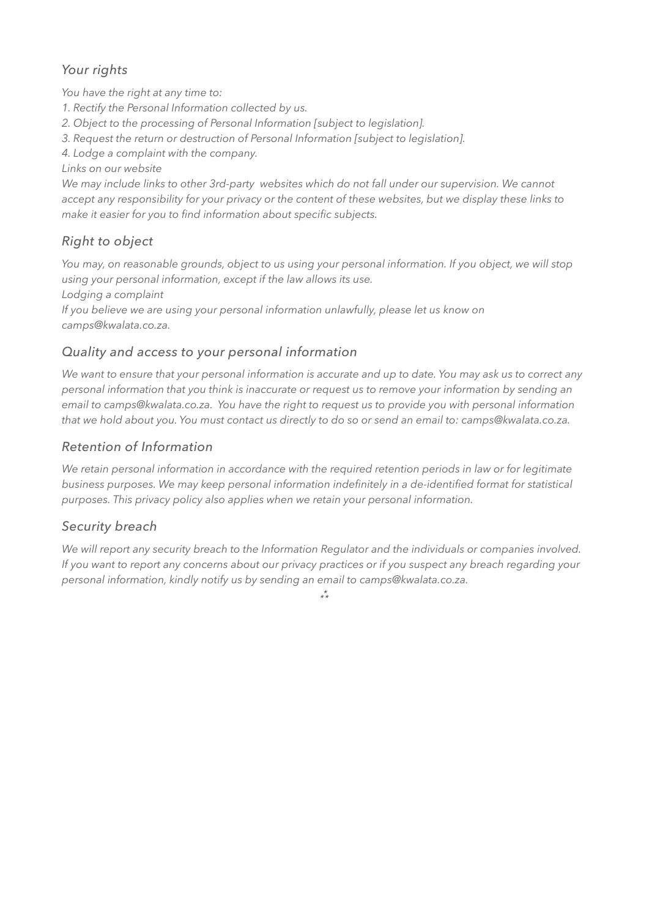## *Your rights*

*You have the right at any time to:*

*1. Rectify the Personal Information collected by us.*

*2. Object to the processing of Personal Information [subject to legislation].*

*3. Request the return or destruction of Personal Information [subject to legislation].*

*4. Lodge a complaint with the company.*

*Links on our website*

*We may include links to other 3rd-party websites which do not fall under our supervision. We cannot accept any responsibility for your privacy or the content of these websites, but we display these links to make it easier for you to find information about specific subjects.*

## *Right to object*

*You may, on reasonable grounds, object to us using your personal information. If you object, we will stop using your personal information, except if the law allows its use.*

*Lodging a complaint*

*If you believe we are using your personal information unlawfully, please let us know on camps@kwalata.co.za.*

## *Quality and access to your personal information*

*We want to ensure that your personal information is accurate and up to date. You may ask us to correct any personal information that you think is inaccurate or request us to remove your information by sending an email to camps@kwalata.co.za. You have the right to request us to provide you with personal information that we hold about you. You must contact us directly to do so or send an email to: camps@kwalata.co.za.*

## *Retention of Information*

*We retain personal information in accordance with the required retention periods in law or for legitimate business purposes. We may keep personal information indefinitely in a de-identified format for statistical purposes. This privacy policy also applies when we retain your personal information.*

## *Security breach*

*We will report any security breach to the Information Regulator and the individuals or companies involved. If you want to report any concerns about our privacy practices or if you suspect any breach regarding your personal information, kindly notify us by sending an email to camps@kwalata.co.za.*

*\*\*\**